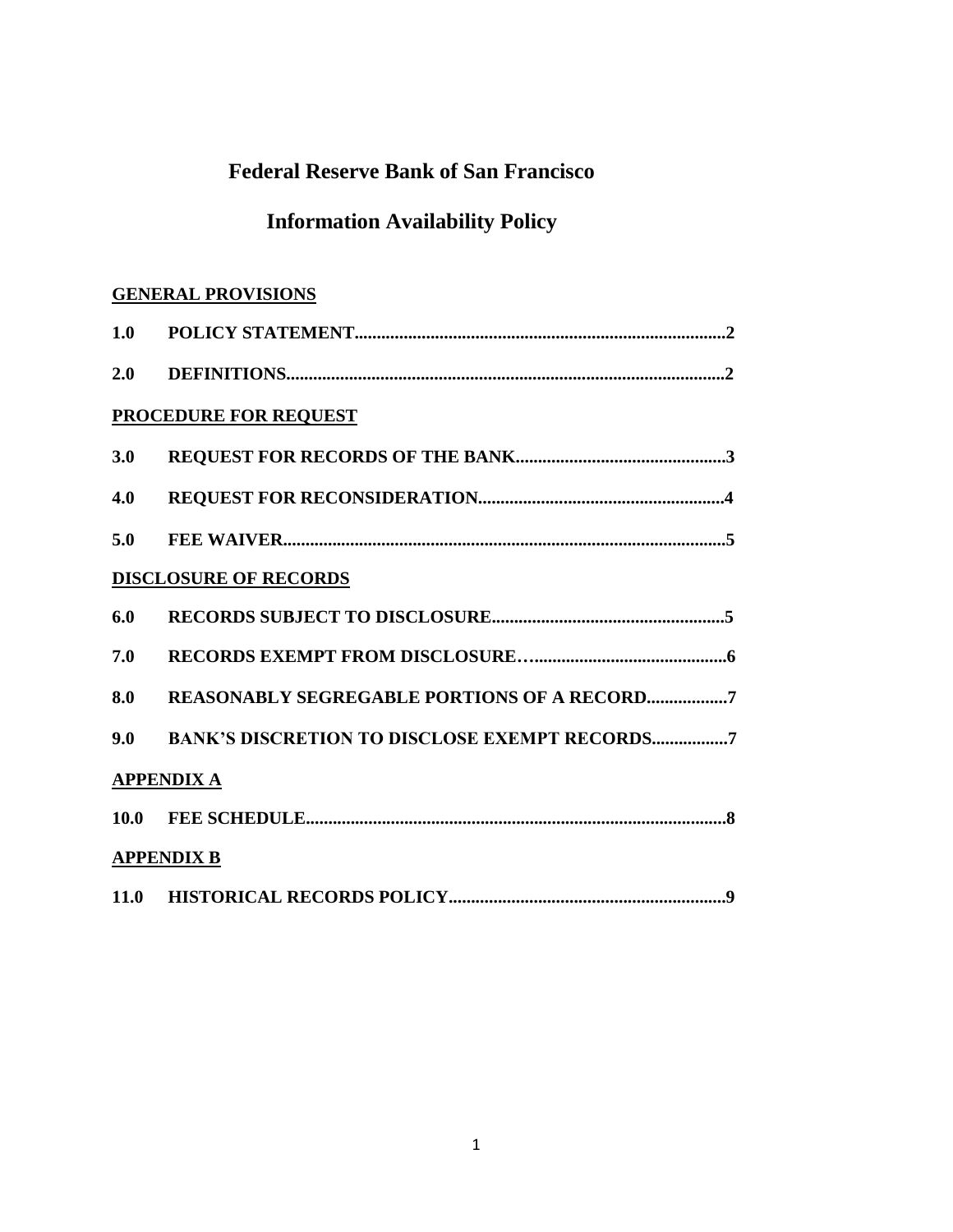# Federal Reserve Bank of San Francisco

# Information Availability Policy

**GENERAL PROVISIONS**

**1.0 POLICY STATEMENT....................................................................................2**

**2.0 DEFINITIONS...................................................................................................2**

**PROCEDURE FOR REQUEST**

**3.0 REQUEST FOR RECORDS OF THE BANK...............................................3**

**4.0 REQUEST FOR RECONSIDERATION.......................................................4**

**5.0 FEE WAIVER...................................................................................................5**

**DISCLOSURE OF RECORDS**

**6.0 RECORDS SUBJECT TO DISCLOSURE....................................................5**

**7.0 RECORDS EXEMPT FROM DISCLOSURE…...........................................6**

**8.0 REASONABLY SEGREGABLE PORTIONS OF A RECORD..................7**

**9.0 BANK'S DISCRETION TO DISCLOSE EXEMPT RECORDS.................7**

**APPENDIX A**

**10.0 FEE SCHEDULE..............................................................................................8**

**APPENDIX B**

**11.0 HISTORICAL RECORDS POLICY..............................................................9**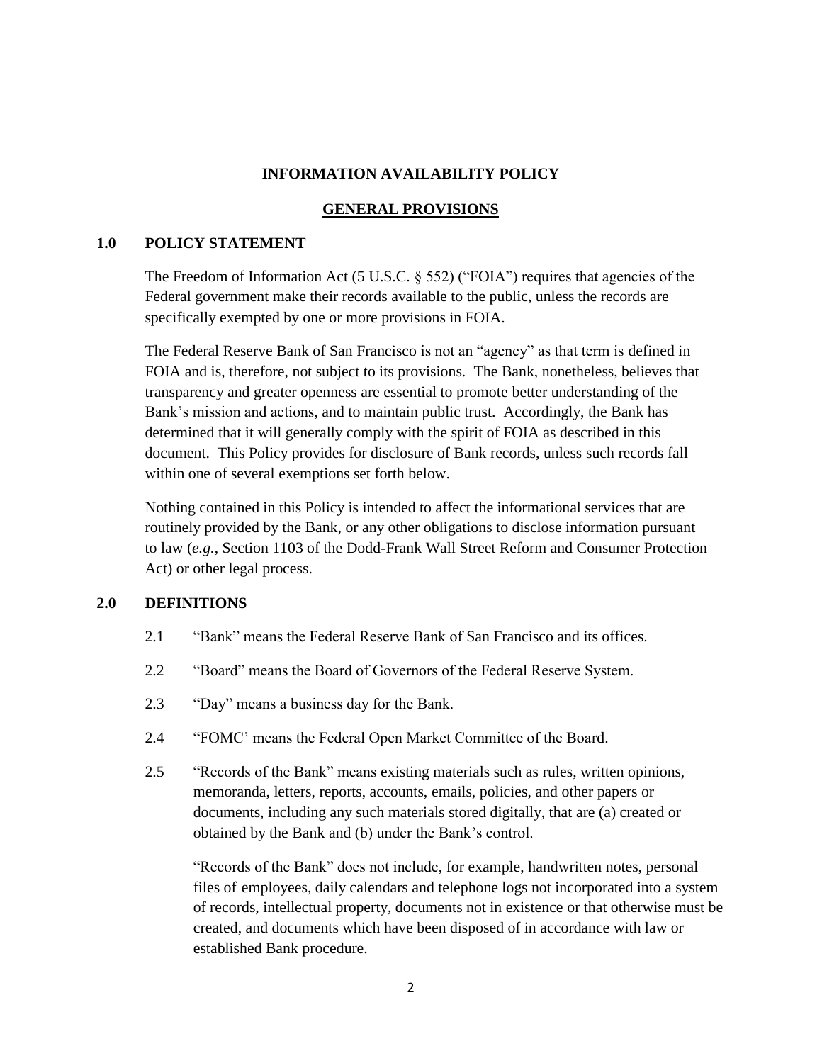**INFORMATION AVAILABILITY POLICY**

**GENERAL PROVISIONS**

## 1.0 POLICY STATEMENT

The Freedom of Information Act (5 U.S.C. § 552) ("FOIA") requires that agencies of the Federal government make their records available to the public, unless the records are specifically exempted by one or more provisions in FOIA.

The Federal Reserve Bank of San Francisco is not an "agency" as that term is defined in FOIA and is, therefore, not subject to its provisions. The Bank, nonetheless, believes that transparency and greater openness are essential to promote better understanding of the Bank's mission and actions, and to maintain public trust. Accordingly, the Bank has determined that it will generally comply with the spirit of FOIA as described in this document. This Policy provides for disclosure of Bank records, unless such records fall within one of several exemptions set forth below.

Nothing contained in this Policy is intended to affect the informational services that are routinely provided by the Bank, or any other obligations to disclose information pursuant to law (*e.g.*, Section 1103 of the Dodd-Frank Wall Street Reform and Consumer Protection Act) or other legal process.

## 2.0 DEFINITIONS

2.1 "Bank" means the Federal Reserve Bank of San Francisco and its offices.

2.2 "Board" means the Board of Governors of the Federal Reserve System.

2.3 "Day" means a business day for the Bank.

2.4 "FOMC' means the Federal Open Market Committee of the Board.

2.5 "Records of the Bank" means existing materials such as rules, written opinions, memoranda, letters, reports, accounts, emails, policies, and other papers or documents, including any such materials stored digitally, that are (a) created or obtained by the Bank <u>and</u> (b) under the Bank's control.

"Records of the Bank" does not include, for example, handwritten notes, personal files of employees, daily calendars and telephone logs not incorporated into a system of records, intellectual property, documents not in existence or that otherwise must be created, and documents which have been disposed of in accordance with law or established Bank procedure.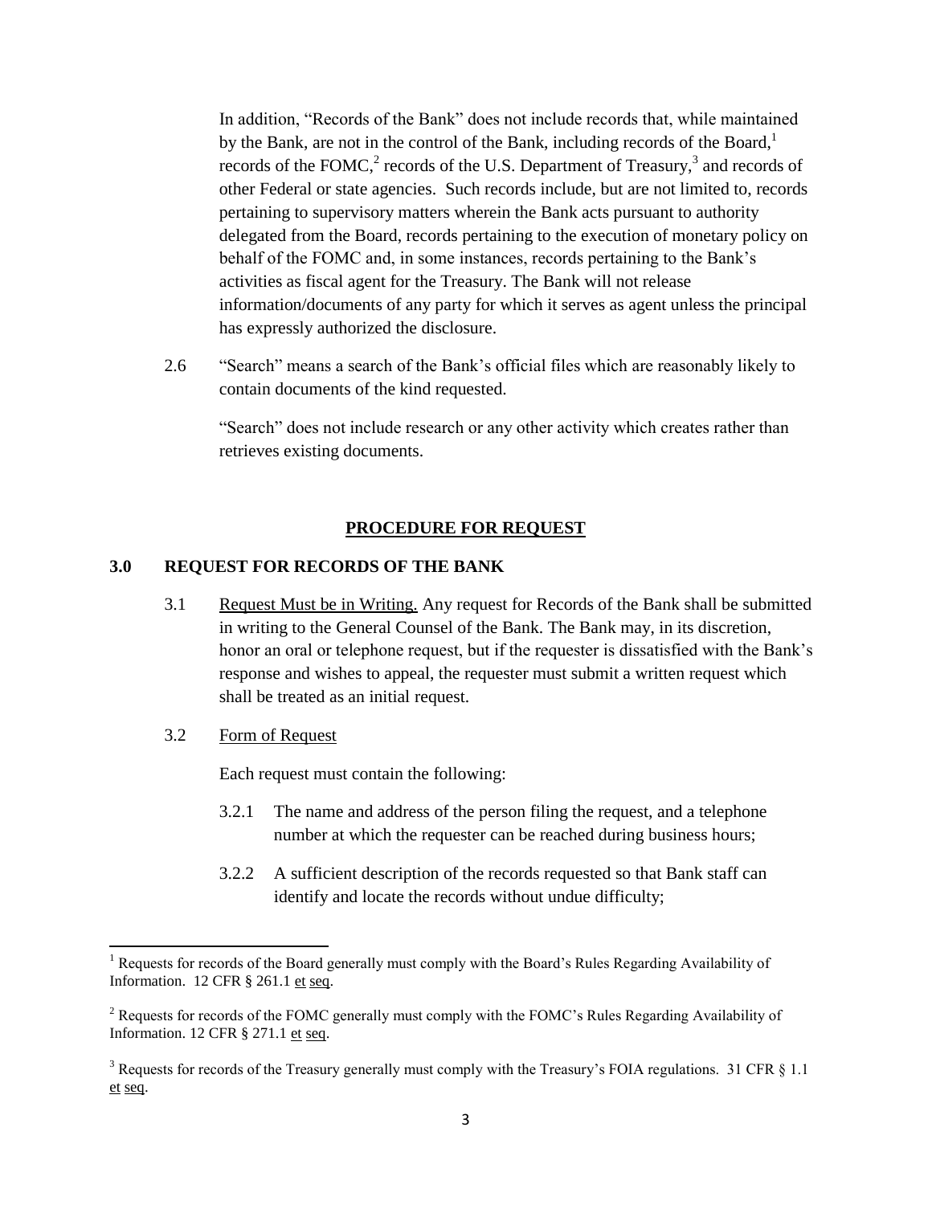In addition, "Records of the Bank" does not include records that, while maintained by the Bank, are not in the control of the Bank, including records of the Board,[1] records of the FOMC,[2] records of the U.S. Department of Treasury,[3] and records of other Federal or state agencies. Such records include, but are not limited to, records pertaining to supervisory matters wherein the Bank acts pursuant to authority delegated from the Board, records pertaining to the execution of monetary policy on behalf of the FOMC and, in some instances, records pertaining to the Bank's activities as fiscal agent for the Treasury. The Bank will not release information/documents of any party for which it serves as agent unless the principal has expressly authorized the disclosure.

2.6 "Search" means a search of the Bank's official files which are reasonably likely to contain documents of the kind requested.

"Search" does not include research or any other activity which creates rather than retrieves existing documents.

## PROCEDURE FOR REQUEST

### 3.0 REQUEST FOR RECORDS OF THE BANK

3.1 Request Must be in Writing. Any request for Records of the Bank shall be submitted in writing to the General Counsel of the Bank. The Bank may, in its discretion, honor an oral or telephone request, but if the requester is dissatisfied with the Bank's response and wishes to appeal, the requester must submit a written request which shall be treated as an initial request.

3.2 Form of Request

Each request must contain the following:

3.2.1 The name and address of the person filing the request, and a telephone number at which the requester can be reached during business hours;

3.2.2 A sufficient description of the records requested so that Bank staff can identify and locate the records without undue difficulty;

---

[1] Requests for records of the Board generally must comply with the Board's Rules Regarding Availability of Information. 12 CFR § 261.1 et seq.

[2] Requests for records of the FOMC generally must comply with the FOMC's Rules Regarding Availability of Information. 12 CFR § 271.1 et seq.

[3] Requests for records of the Treasury generally must comply with the Treasury's FOIA regulations. 31 CFR § 1.1 et seq.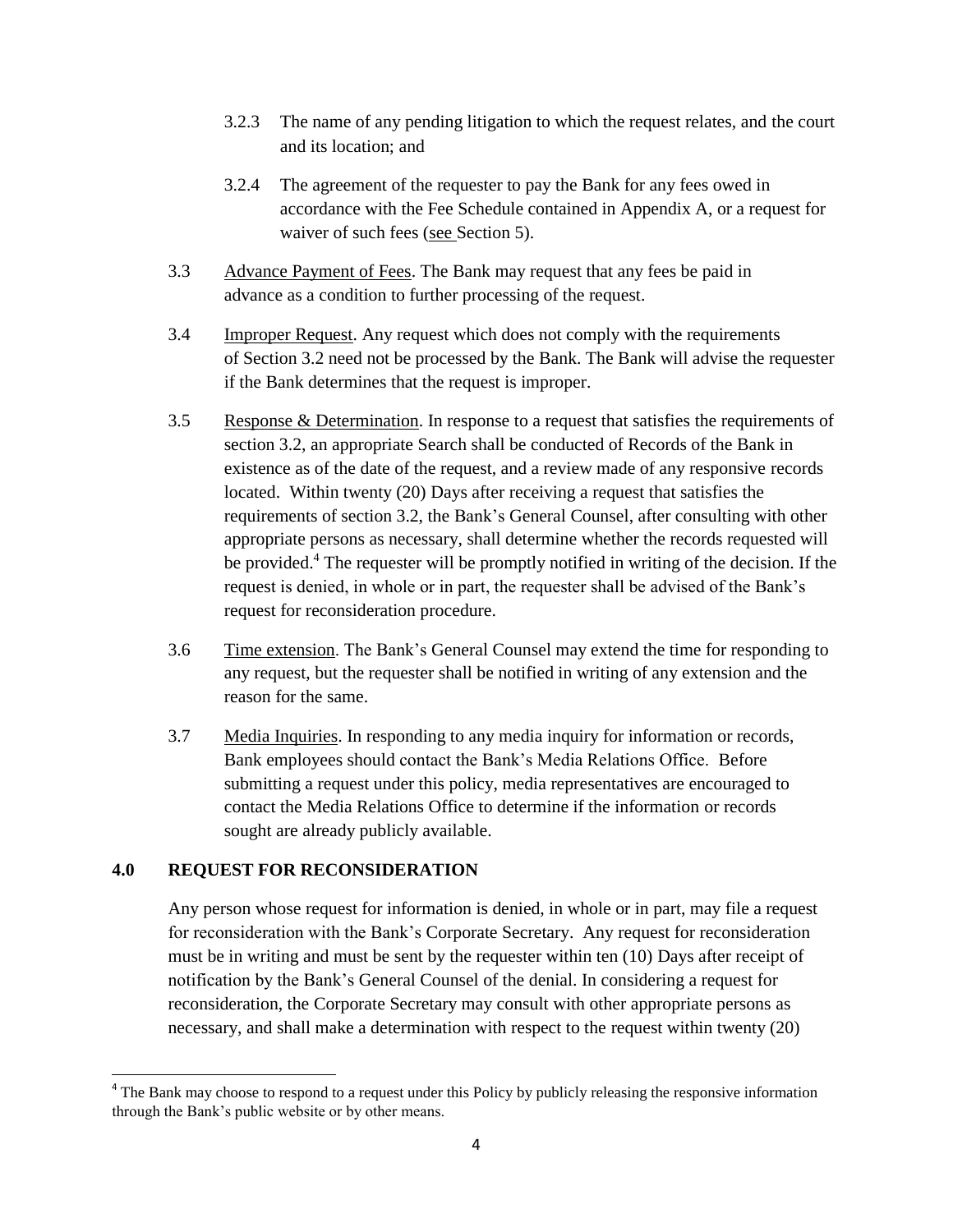3.2.3 The name of any pending litigation to which the request relates, and the court and its location; and

3.2.4 The agreement of the requester to pay the Bank for any fees owed in accordance with the Fee Schedule contained in Appendix A, or a request for waiver of such fees (see Section 5).

3.3 Advance Payment of Fees. The Bank may request that any fees be paid in advance as a condition to further processing of the request.

3.4 Improper Request. Any request which does not comply with the requirements of Section 3.2 need not be processed by the Bank. The Bank will advise the requester if the Bank determines that the request is improper.

3.5 Response & Determination. In response to a request that satisfies the requirements of section 3.2, an appropriate Search shall be conducted of Records of the Bank in existence as of the date of the request, and a review made of any responsive records located. Within twenty (20) Days after receiving a request that satisfies the requirements of section 3.2, the Bank's General Counsel, after consulting with other appropriate persons as necessary, shall determine whether the records requested will be provided.[4] The requester will be promptly notified in writing of the decision. If the request is denied, in whole or in part, the requester shall be advised of the Bank's request for reconsideration procedure.

3.6 Time extension. The Bank's General Counsel may extend the time for responding to any request, but the requester shall be notified in writing of any extension and the reason for the same.

3.7 Media Inquiries. In responding to any media inquiry for information or records, Bank employees should contact the Bank's Media Relations Office. Before submitting a request under this policy, media representatives are encouraged to contact the Media Relations Office to determine if the information or records sought are already publicly available.

## 4.0 REQUEST FOR RECONSIDERATION

Any person whose request for information is denied, in whole or in part, may file a request for reconsideration with the Bank's Corporate Secretary. Any request for reconsideration must be in writing and must be sent by the requester within ten (10) Days after receipt of notification by the Bank's General Counsel of the denial. In considering a request for reconsideration, the Corporate Secretary may consult with other appropriate persons as necessary, and shall make a determination with respect to the request within twenty (20)

[4] The Bank may choose to respond to a request under this Policy by publicly releasing the responsive information through the Bank's public website or by other means.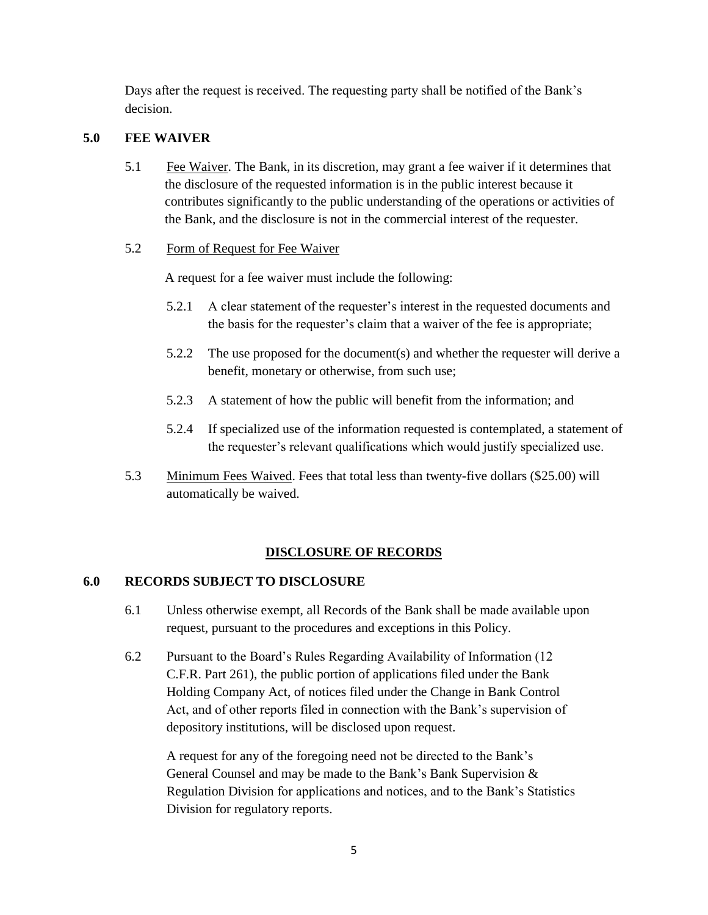Days after the request is received. The requesting party shall be notified of the Bank's decision.

## 5.0 FEE WAIVER

5.1 Fee Waiver. The Bank, in its discretion, may grant a fee waiver if it determines that the disclosure of the requested information is in the public interest because it contributes significantly to the public understanding of the operations or activities of the Bank, and the disclosure is not in the commercial interest of the requester.

5.2 Form of Request for Fee Waiver

A request for a fee waiver must include the following:

5.2.1 A clear statement of the requester's interest in the requested documents and the basis for the requester's claim that a waiver of the fee is appropriate;

5.2.2 The use proposed for the document(s) and whether the requester will derive a benefit, monetary or otherwise, from such use;

5.2.3 A statement of how the public will benefit from the information; and

5.2.4 If specialized use of the information requested is contemplated, a statement of the requester's relevant qualifications which would justify specialized use.

5.3 Minimum Fees Waived. Fees that total less than twenty-five dollars ($25.00) will automatically be waived.

# DISCLOSURE OF RECORDS

## 6.0 RECORDS SUBJECT TO DISCLOSURE

6.1 Unless otherwise exempt, all Records of the Bank shall be made available upon request, pursuant to the procedures and exceptions in this Policy.

6.2 Pursuant to the Board's Rules Regarding Availability of Information (12 C.F.R. Part 261), the public portion of applications filed under the Bank Holding Company Act, of notices filed under the Change in Bank Control Act, and of other reports filed in connection with the Bank's supervision of depository institutions, will be disclosed upon request.

A request for any of the foregoing need not be directed to the Bank's General Counsel and may be made to the Bank's Bank Supervision & Regulation Division for applications and notices, and to the Bank's Statistics Division for regulatory reports.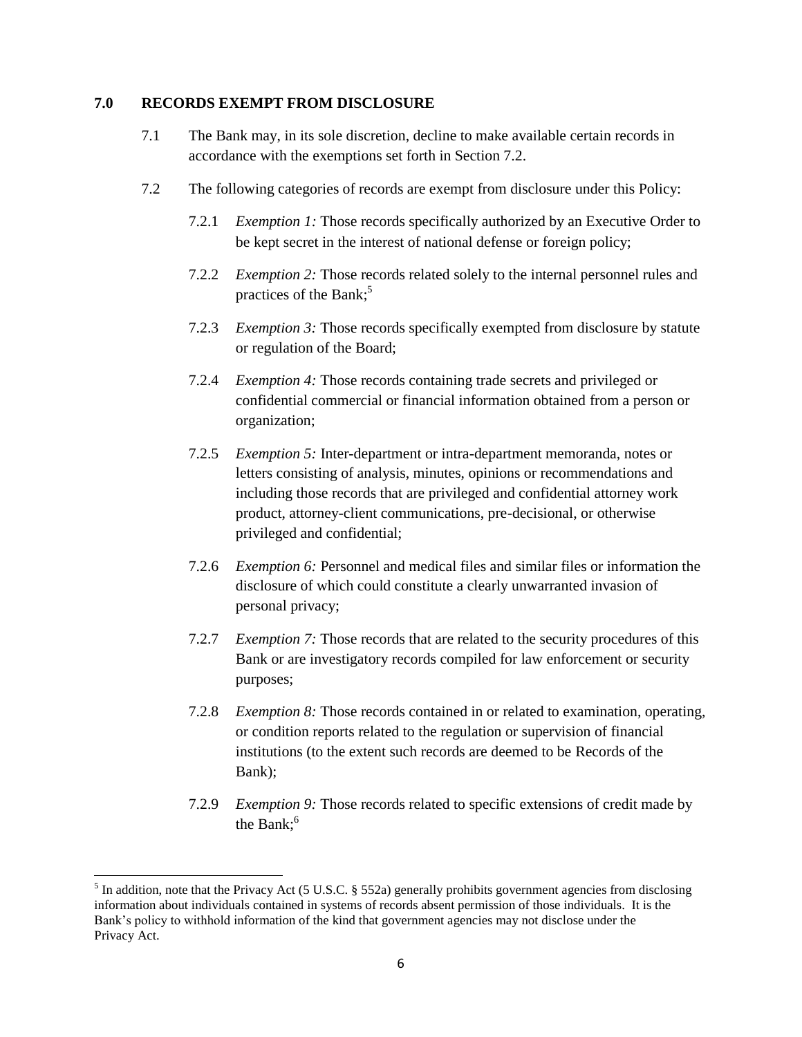## 7.0 RECORDS EXEMPT FROM DISCLOSURE

7.1 The Bank may, in its sole discretion, decline to make available certain records in accordance with the exemptions set forth in Section 7.2.

7.2 The following categories of records are exempt from disclosure under this Policy:

7.2.1 *Exemption 1:* Those records specifically authorized by an Executive Order to be kept secret in the interest of national defense or foreign policy;

7.2.2 *Exemption 2:* Those records related solely to the internal personnel rules and practices of the Bank;[5]

7.2.3 *Exemption 3:* Those records specifically exempted from disclosure by statute or regulation of the Board;

7.2.4 *Exemption 4:* Those records containing trade secrets and privileged or confidential commercial or financial information obtained from a person or organization;

7.2.5 *Exemption 5:* Inter-department or intra-department memoranda, notes or letters consisting of analysis, minutes, opinions or recommendations and including those records that are privileged and confidential attorney work product, attorney-client communications, pre-decisional, or otherwise privileged and confidential;

7.2.6 *Exemption 6:* Personnel and medical files and similar files or information the disclosure of which could constitute a clearly unwarranted invasion of personal privacy;

7.2.7 *Exemption 7:* Those records that are related to the security procedures of this Bank or are investigatory records compiled for law enforcement or security purposes;

7.2.8 *Exemption 8:* Those records contained in or related to examination, operating, or condition reports related to the regulation or supervision of financial institutions (to the extent such records are deemed to be Records of the Bank);

7.2.9 *Exemption 9:* Those records related to specific extensions of credit made by the Bank;[6]

---

[5] In addition, note that the Privacy Act (5 U.S.C. § 552a) generally prohibits government agencies from disclosing information about individuals contained in systems of records absent permission of those individuals. It is the Bank's policy to withhold information of the kind that government agencies may not disclose under the Privacy Act.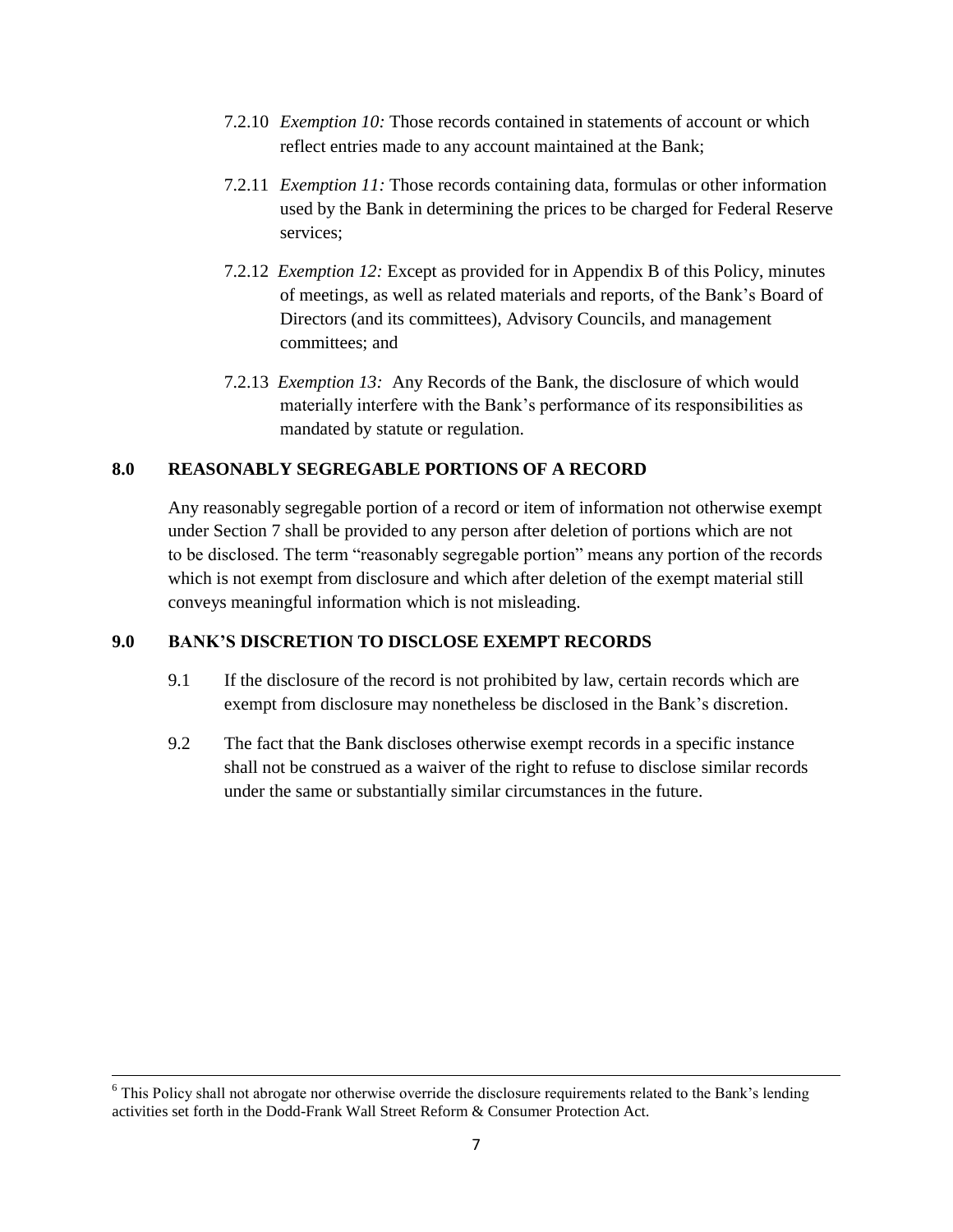7.2.10 *Exemption 10:* Those records contained in statements of account or which reflect entries made to any account maintained at the Bank;

7.2.11 *Exemption 11:* Those records containing data, formulas or other information used by the Bank in determining the prices to be charged for Federal Reserve services;

7.2.12 *Exemption 12:* Except as provided for in Appendix B of this Policy, minutes of meetings, as well as related materials and reports, of the Bank's Board of Directors (and its committees), Advisory Councils, and management committees; and

7.2.13 *Exemption 13:* Any Records of the Bank, the disclosure of which would materially interfere with the Bank's performance of its responsibilities as mandated by statute or regulation.

## 8.0 REASONABLY SEGREGABLE PORTIONS OF A RECORD

Any reasonably segregable portion of a record or item of information not otherwise exempt under Section 7 shall be provided to any person after deletion of portions which are not to be disclosed. The term "reasonably segregable portion" means any portion of the records which is not exempt from disclosure and which after deletion of the exempt material still conveys meaningful information which is not misleading.

## 9.0 BANK'S DISCRETION TO DISCLOSE EXEMPT RECORDS

9.1 If the disclosure of the record is not prohibited by law, certain records which are exempt from disclosure may nonetheless be disclosed in the Bank's discretion.

9.2 The fact that the Bank discloses otherwise exempt records in a specific instance shall not be construed as a waiver of the right to refuse to disclose similar records under the same or substantially similar circumstances in the future.

---

[6] This Policy shall not abrogate nor otherwise override the disclosure requirements related to the Bank's lending activities set forth in the Dodd-Frank Wall Street Reform & Consumer Protection Act.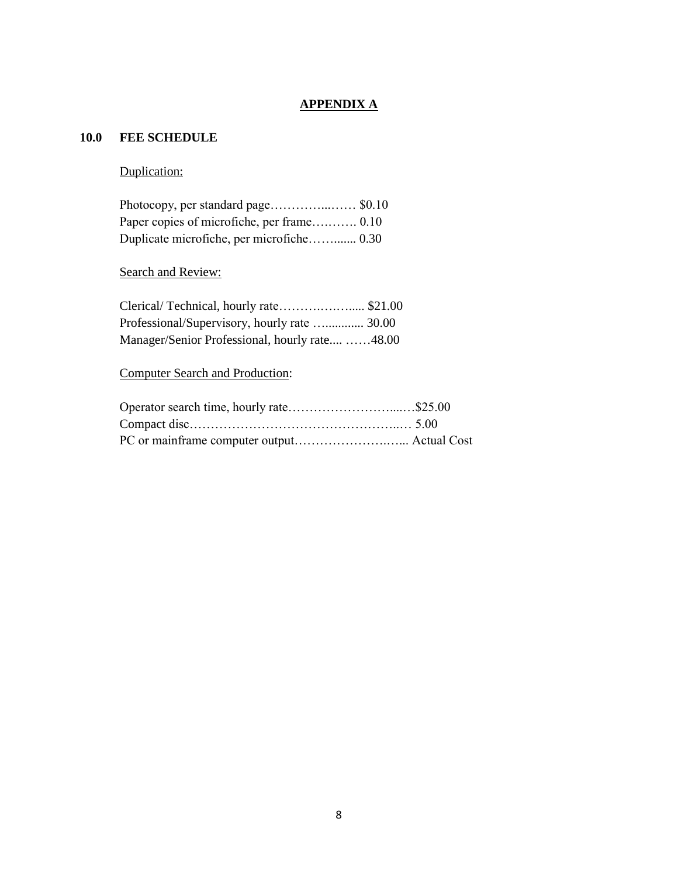# APPENDIX A

## 10.0 FEE SCHEDULE

Duplication:

Photocopy, per standard page…………...…… $0.10
Paper copies of microfiche, per frame….……. 0.10
Duplicate microfiche, per microfiche……....... 0.30

Search and Review:

Clerical/ Technical, hourly rate……….….….... $21.00
Professional/Supervisory, hourly rate …........... 30.00
Manager/Senior Professional, hourly rate.... ……48.00

Computer Search and Production:

Operator search time, hourly rate……………………....…$25.00
Compact disc……………………………………………..… 5.00
PC or mainframe computer output…………………….….... Actual Cost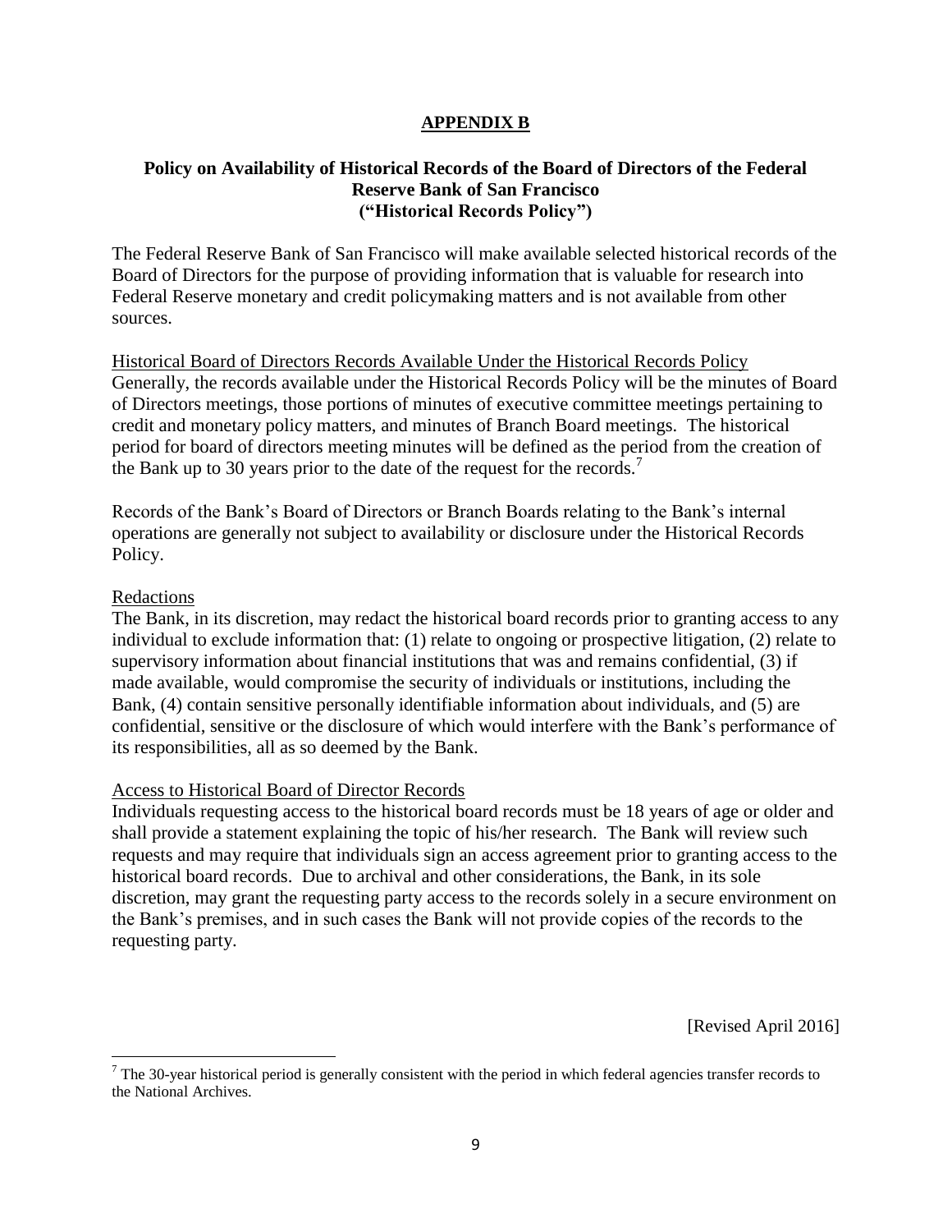## APPENDIX B

### Policy on Availability of Historical Records of the Board of Directors of the Federal Reserve Bank of San Francisco ("Historical Records Policy")

The Federal Reserve Bank of San Francisco will make available selected historical records of the Board of Directors for the purpose of providing information that is valuable for research into Federal Reserve monetary and credit policymaking matters and is not available from other sources.

Historical Board of Directors Records Available Under the Historical Records Policy

Generally, the records available under the Historical Records Policy will be the minutes of Board of Directors meetings, those portions of minutes of executive committee meetings pertaining to credit and monetary policy matters, and minutes of Branch Board meetings. The historical period for board of directors meeting minutes will be defined as the period from the creation of the Bank up to 30 years prior to the date of the request for the records.[7]

Records of the Bank's Board of Directors or Branch Boards relating to the Bank's internal operations are generally not subject to availability or disclosure under the Historical Records Policy.

Redactions

The Bank, in its discretion, may redact the historical board records prior to granting access to any individual to exclude information that: (1) relate to ongoing or prospective litigation, (2) relate to supervisory information about financial institutions that was and remains confidential, (3) if made available, would compromise the security of individuals or institutions, including the Bank, (4) contain sensitive personally identifiable information about individuals, and (5) are confidential, sensitive or the disclosure of which would interfere with the Bank's performance of its responsibilities, all as so deemed by the Bank.

Access to Historical Board of Director Records

Individuals requesting access to the historical board records must be 18 years of age or older and shall provide a statement explaining the topic of his/her research. The Bank will review such requests and may require that individuals sign an access agreement prior to granting access to the historical board records. Due to archival and other considerations, the Bank, in its sole discretion, may grant the requesting party access to the records solely in a secure environment on the Bank's premises, and in such cases the Bank will not provide copies of the records to the requesting party.

[Revised April 2016]

[7] The 30-year historical period is generally consistent with the period in which federal agencies transfer records to the National Archives.